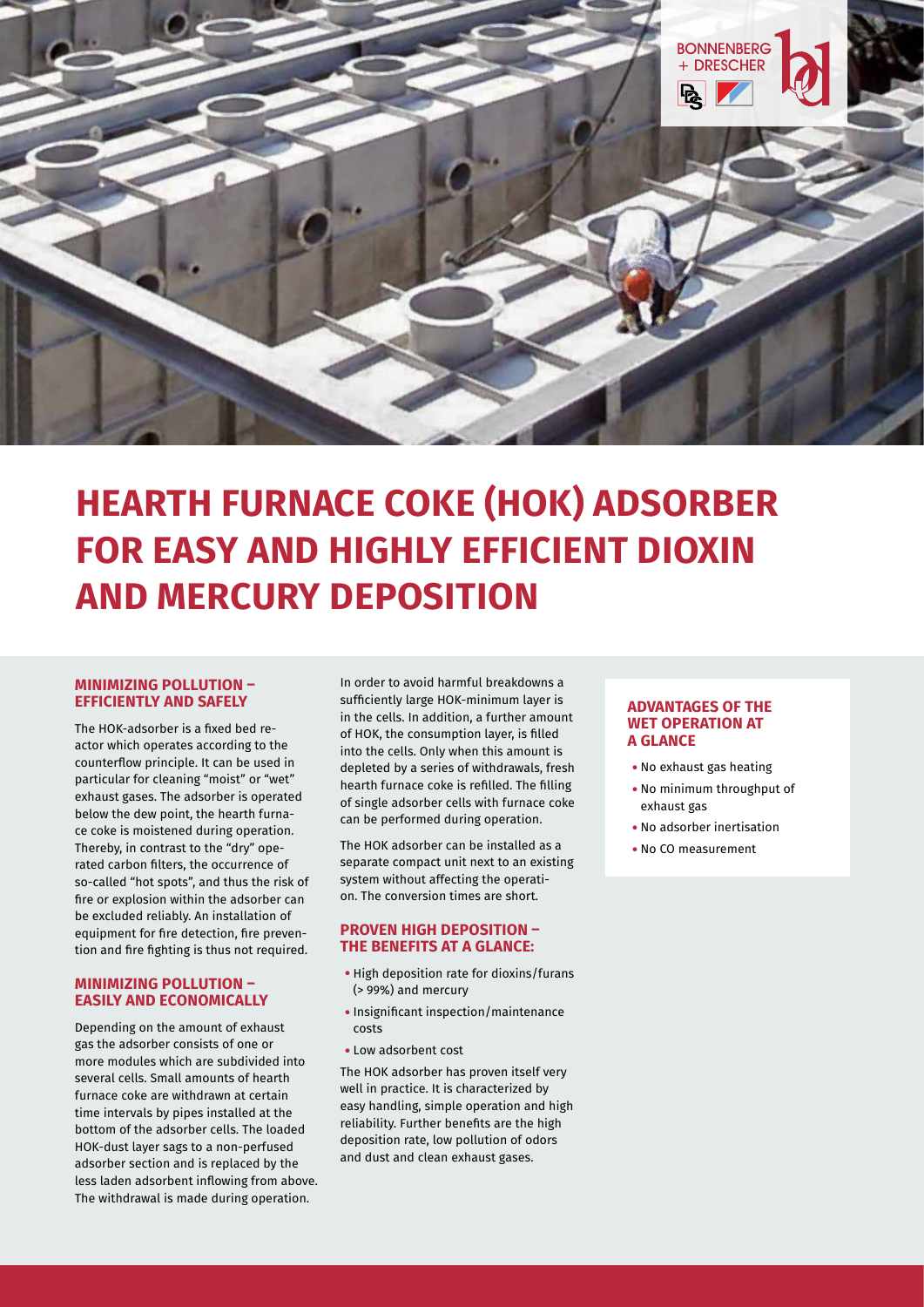# HEARTH FURNACE COKE (HOK) ADSORBER FOR EASY AND HIGHLY EFFICIENT DIOXIN AND MERCURY DEPOSITION

### MINIMIZING POLLUTION – EFFICIENTLY AND SAFELY

The HOK-adsorber is a fixed bed reactor which operates according to the counterflow principle. It can be used in particular for cleaning "moist" or "wet" exhaust gases. The adsorber is operated below the dew point, the hearth furnace coke is moistened during operation. Thereby, in contrast to the "dry" operated carbon filters, the occurrence of so-called "hot spots", and thus the risk of fire or explosion within the adsorber can be excluded reliably. An installation of equipment for fire detection, fire prevention and fire fighting is thus not required.

### MINIMIZING POLLUTION – EASILY AND ECONOMICALLY

Depending on the amount of exhaust gas the adsorber consists of one or more modules which are subdivided into several cells. Small amounts of hearth furnace coke are withdrawn at certain time intervals by pipes installed at the bottom of the adsorber cells. The loaded HOK-dust layer sags to a non-perfused adsorber section and is replaced by the less laden adsorbent inflowing from above. The withdrawal is made during operation.

In order to avoid harmful breakdowns a sufficiently large HOK-minimum layer is in the cells. In addition, a further amount of HOK, the consumption layer, is filled into the cells. Only when this amount is depleted by a series of withdrawals, fresh hearth furnace coke is refilled. The filling of single adsorber cells with furnace coke can be performed during operation.

The HOK adsorber can be installed as a separate compact unit next to an existing system without affecting the operation. The conversion times are short.

### PROVEN HIGH DEPOSITION – THE BENEFITS AT A GLANCE:

- High deposition rate for dioxins/furans (> 99%) and mercury
- Insignificant inspection/maintenance costs
- Low adsorbent cost

The HOK adsorber has proven itself very well in practice. It is characterized by easy handling, simple operation and high reliability. Further benefits are the high deposition rate, low pollution of odors and dust and clean exhaust gases.

### ADVANTAGES OF THE WET OPERATION AT A GLANCE

- No exhaust gas heating
- No minimum throughput of exhaust gas
- No adsorber inertisation
- No CO measurement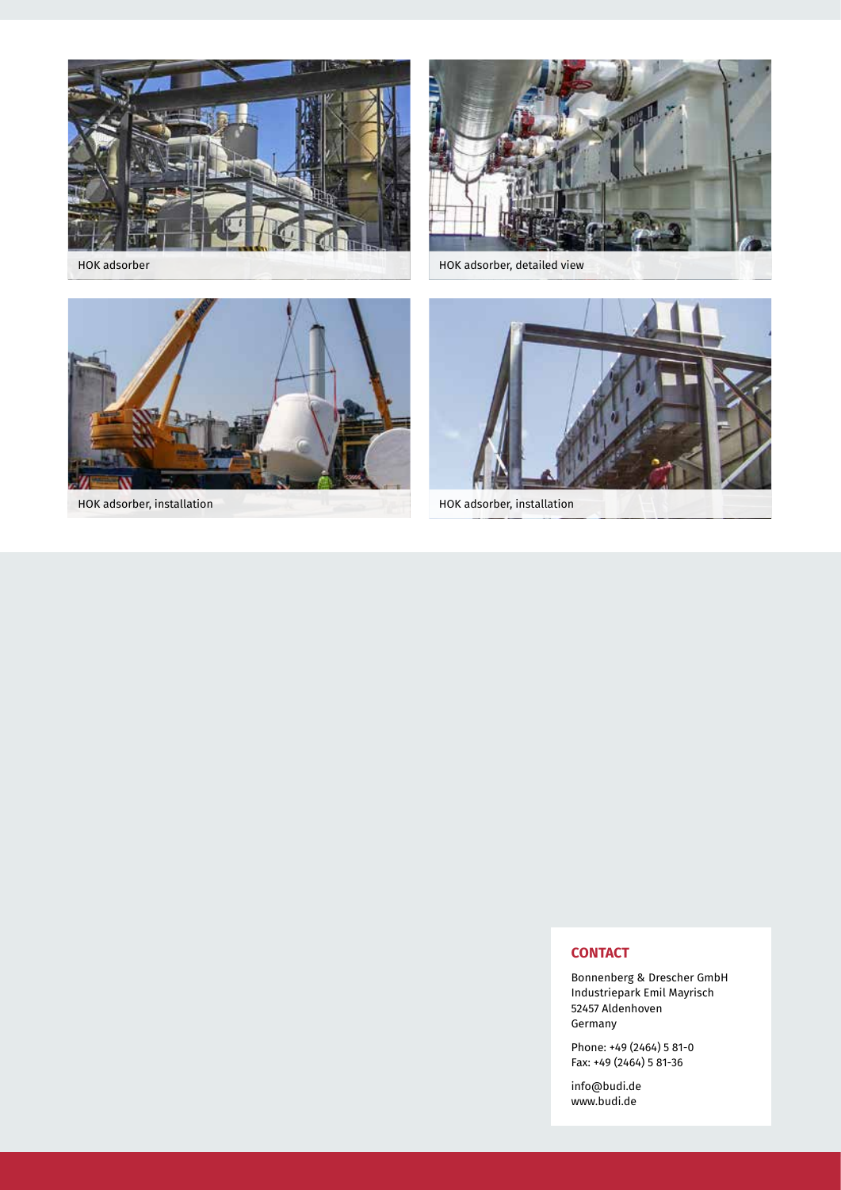HOK adsorber

HOK adsorber, detailed view

HOK adsorber, installation

HOK adsorber, installation

## CONTACT

Bonnenberg & Drescher GmbH
Industriepark Emil Mayrisch
52457 Aldenhoven
Germany

Phone: +49 (2464) 5 81-0
Fax: +49 (2464) 5 81-36

info@budi.de
www.budi.de